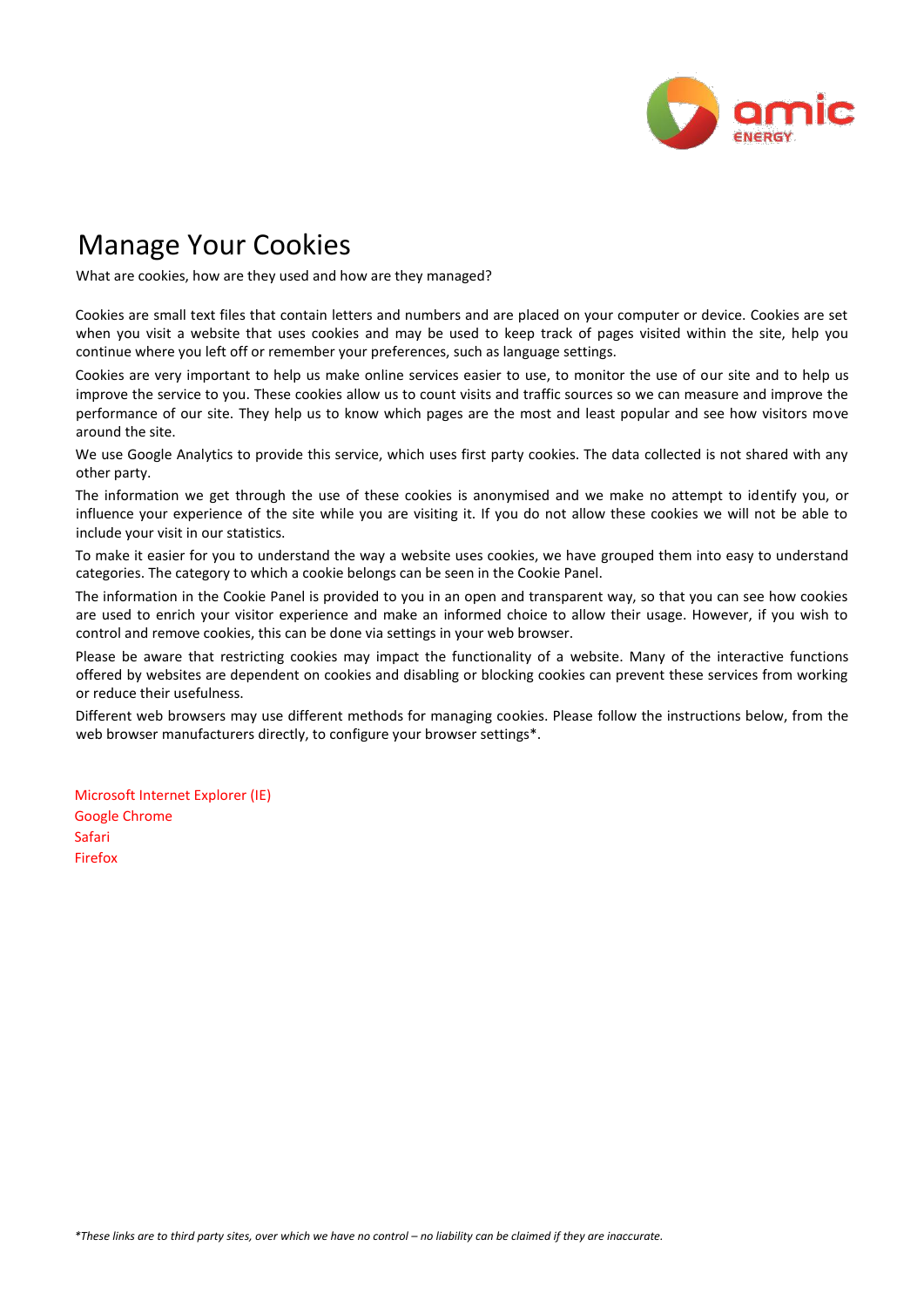# Manage Your Cookies

What are cookies, how are they used and how are they managed?

Cookies are small text files that contain letters and numbers and are placed on your computer or device. Cookies are set when you visit a website that uses cookies and may be used to keep track of pages visited within the site, help you continue where you left off or remember your preferences, such as language settings.

Cookies are very important to help us make online services easier to use, to monitor the use of our site and to help us improve the service to you. These cookies allow us to count visits and traffic sources so we can measure and improve the performance of our site. They help us to know which pages are the most and least popular and see how visitors move around the site.

We use Google Analytics to provide this service, which uses first party cookies. The data collected is not shared with any other party.

The information we get through the use of these cookies is anonymised and we make no attempt to identify you, or influence your experience of the site while you are visiting it. If you do not allow these cookies we will not be able to include your visit in our statistics.

To make it easier for you to understand the way a website uses cookies, we have grouped them into easy to understand categories. The category to which a cookie belongs can be seen in the Cookie Panel.

The information in the Cookie Panel is provided to you in an open and transparent way, so that you can see how cookies are used to enrich your visitor experience and make an informed choice to allow their usage. However, if you wish to control and remove cookies, this can be done via settings in your web browser.

Please be aware that restricting cookies may impact the functionality of a website. Many of the interactive functions offered by websites are dependent on cookies and disabling or blocking cookies can prevent these services from working or reduce their usefulness.

Different web browsers may use different methods for managing cookies. Please follow the instructions below, from the web browser manufacturers directly, to configure your browser settings*.

Microsoft Internet Explorer (IE)
Google Chrome
Safari
Firefox

*These links are to third party sites, over which we have no control – no liability can be claimed if they are inaccurate.*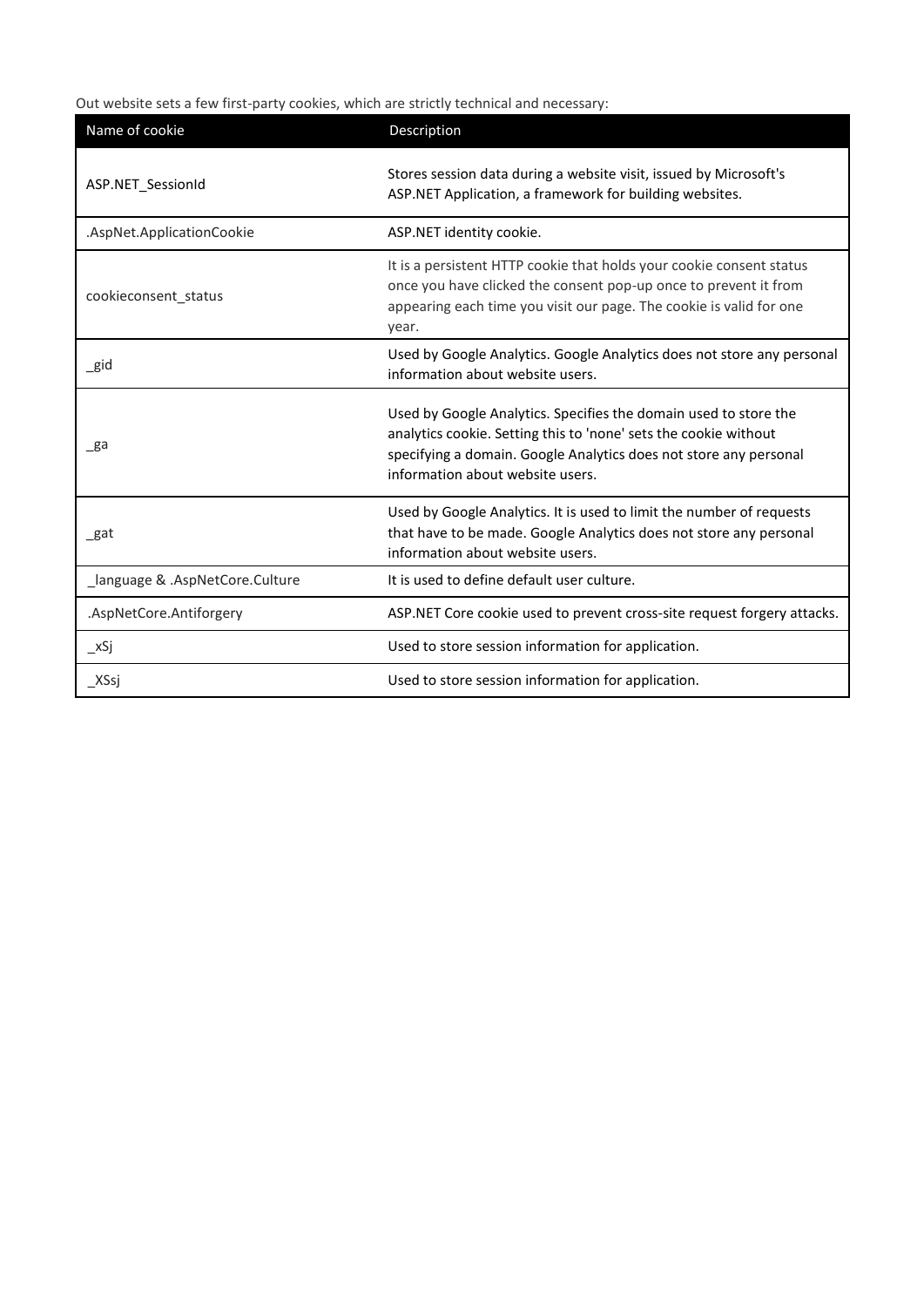Out website sets a few first-party cookies, which are strictly technical and necessary:

| Name of cookie | Description |
|---|---|
| ASP.NET_SessionId | Stores session data during a website visit, issued by Microsoft's ASP.NET Application, a framework for building websites. |
| .AspNet.ApplicationCookie | ASP.NET identity cookie. |
| cookieconsent_status | It is a persistent HTTP cookie that holds your cookie consent status once you have clicked the consent pop-up once to prevent it from appearing each time you visit our page. The cookie is valid for one year. |
| _gid | Used by Google Analytics. Google Analytics does not store any personal information about website users. |
| _ga | Used by Google Analytics. Specifies the domain used to store the analytics cookie. Setting this to 'none' sets the cookie without specifying a domain. Google Analytics does not store any personal information about website users. |
| _gat | Used by Google Analytics. It is used to limit the number of requests that have to be made. Google Analytics does not store any personal information about website users. |
| _language & .AspNetCore.Culture | It is used to define default user culture. |
| .AspNetCore.Antiforgery | ASP.NET Core cookie used to prevent cross-site request forgery attacks. |
| _xSj | Used to store session information for application. |
| _XSsj | Used to store session information for application. |